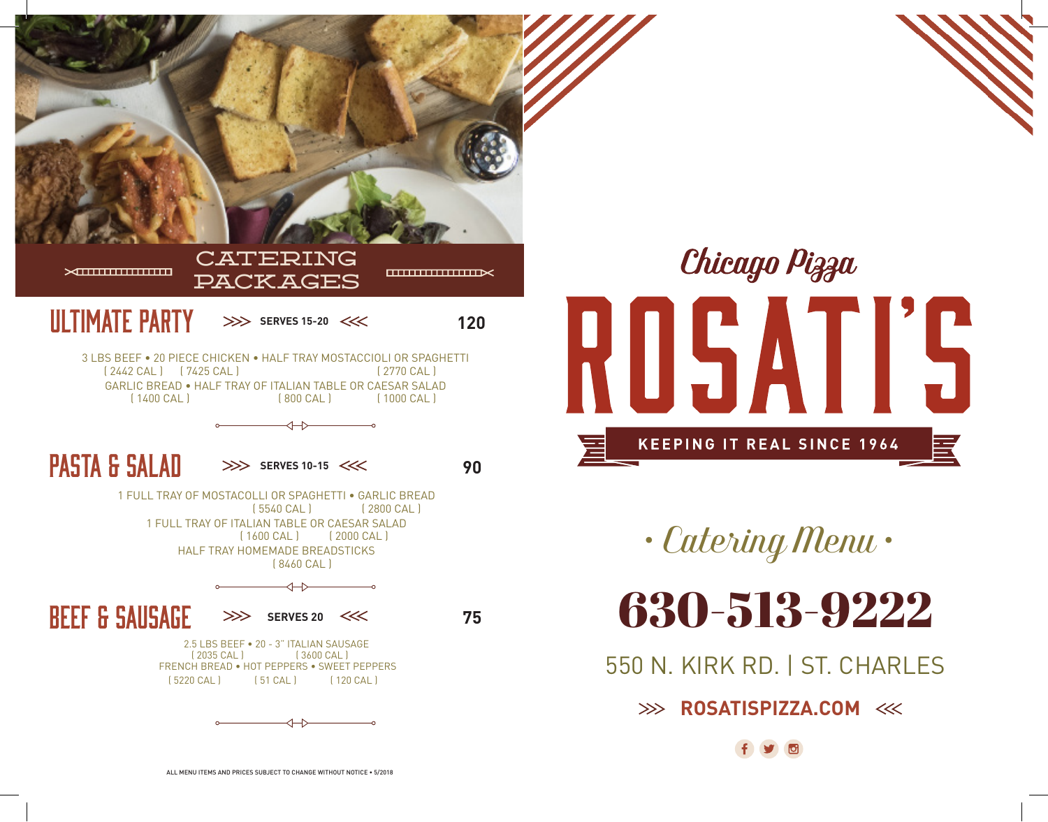## CATERING PACKAGES

### ULTIMATE PARTY — SERVES 15-20 — 120

3 LBS BEEF (2442 CAL) • 20 PIECE CHICKEN (7425 CAL) • HALF TRAY MOSTACCIOLI OR SPAGHETTI (2770 CAL)
GARLIC BREAD (1400 CAL) • HALF TRAY OF ITALIAN TABLE (800 CAL) OR CAESAR SALAD (1000 CAL)

### PASTA & SALAD — SERVES 10-15 — 90

1 FULL TRAY OF MOSTACOLLI OR SPAGHETTI (5540 CAL) • GARLIC BREAD (2800 CAL)
1 FULL TRAY OF ITALIAN TABLE (1600 CAL) OR CAESAR SALAD (2000 CAL)
HALF TRAY HOMEMADE BREADSTICKS (8460 CAL)

### BEEF & SAUSAGE — SERVES 20 — 75

2.5 LBS BEEF (2035 CAL) • 20 - 3" ITALIAN SAUSAGE (3600 CAL)
FRENCH BREAD (5220 CAL) • HOT PEPPERS (51 CAL) • SWEET PEPPERS (120 CAL)

ALL MENU ITEMS AND PRICES SUBJECT TO CHANGE WITHOUT NOTICE • 5/2018

Chicago Pizza

# ROSATI'S

KEEPING IT REAL SINCE 1964

• Catering Menu •

## 630-513-9222

550 N. KIRK RD. | ST. CHARLES

**ROSATISPIZZA.COM**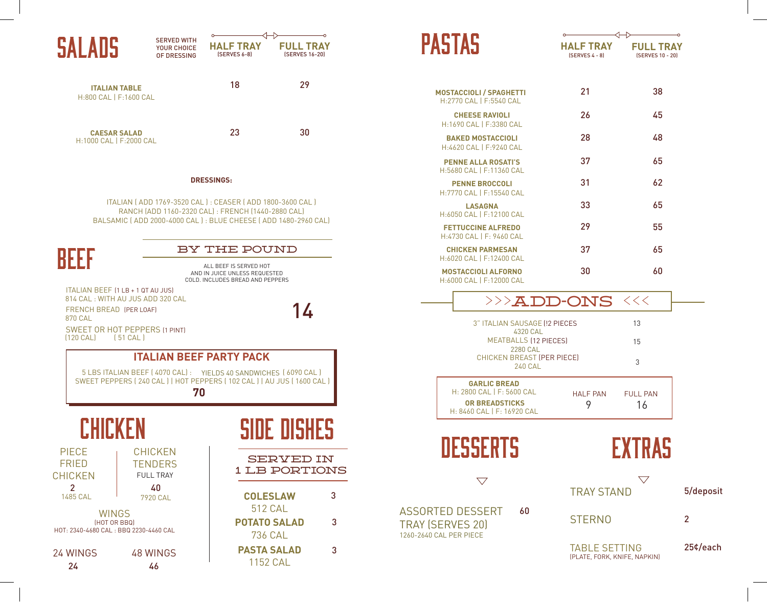# SALADS

SERVED WITH YOUR CHOICE OF DRESSING

| | HALF TRAY (SERVES 6-8) | FULL TRAY (SERVES 16-20) |
|---|---|---|
| **ITALIAN TABLE** H:800 CAL \| F:1600 CAL | 18 | 29 |
| **CAESAR SALAD** H:1000 CAL \| F:2000 CAL | 23 | 30 |

**DRESSINGS:**

ITALIAN ( ADD 1769-3520 CAL ) : CEASER ( ADD 1800-3600 CAL )
RANCH (ADD 1160-2320 CAL) : FRENCH (1440-2880 CAL)
BALSAMIC ( ADD 2000-4000 CAL ) : BLUE CHEESE ( ADD 1480-2960 CAL)

# BEEF

## BY THE POUND

ALL BEEF IS SERVED HOT AND IN JUICE UNLESS REQUESTED COLD. INCLUDES BREAD AND PEPPERS

ITALIAN BEEF (1 LB + 1 QT AU JUS)
814 CAL : WITH AU JUS ADD 320 CAL
FRENCH BREAD (PER LOAF)
870 CAL
SWEET OR HOT PEPPERS (1 PINT)
(120 CAL) ( 51 CAL )

**14**

## ITALIAN BEEF PARTY PACK

5 LBS ITALIAN BEEF ( 4070 CAL) : YIELDS 40 SANDWICHES ( 6090 CAL )
SWEET PEPPERS ( 240 CAL ) | HOT PEPPERS ( 102 CAL ) | AU JUS ( 1600 CAL )

**70**

# CHICKEN

| PIECE FRIED CHICKEN | CHICKEN TENDERS FULL TRAY |
|---|---|
| 2 | 40 |
| 1485 CAL | 7920 CAL |

WINGS
(HOT OR BBQ)
HOT: 2340-4680 CAL : BBQ 2230-4460 CAL

| 24 WINGS | 48 WINGS |
|---|---|
| 24 | 46 |

# SIDE DISHES

## SERVED IN 1 LB PORTIONS

| | |
|---|---|
| **COLESLAW** 512 CAL | 3 |
| **POTATO SALAD** 736 CAL | 3 |
| **PASTA SALAD** 1152 CAL | 3 |

# PASTAS

| | HALF TRAY (SERVES 4 - 8) | FULL TRAY (SERVES 10 - 20) |
|---|---|---|
| **MOSTACCIOLI / SPAGHETTI** H:2770 CAL \| F:5540 CAL | 21 | 38 |
| **CHEESE RAVIOLI** H:1690 CAL \| F:3380 CAL | 26 | 45 |
| **BAKED MOSTACCIOLI** H:4620 CAL \| F:9240 CAL | 28 | 48 |
| **PENNE ALLA ROSATI'S** H:5680 CAL \| F:11360 CAL | 37 | 65 |
| **PENNE BROCCOLI** H:7770 CAL \| F:15540 CAL | 31 | 62 |
| **LASAGNA** H:6050 CAL \| F:12100 CAL | 33 | 65 |
| **FETTUCCINE ALFREDO** H:4730 CAL \| F: 9460 CAL | 29 | 55 |
| **CHICKEN PARMESAN** H:6020 CAL \| F:12400 CAL | 37 | 65 |
| **MOSTACCIOLI ALFORNO** H:6000 CAL \| F:12000 CAL | 30 | 60 |

## >>>ADD-ONS<<<

| | |
|---|---|
| 3" ITALIAN SAUSAGE (!2 PIECES 4320 CAL | 13 |
| MEATBALLS (12 PIECES) 2280 CAL | 15 |
| CHICKEN BREAST (PER PIECE) 240 CAL | 3 |

| | HALF PAN | FULL PAN |
|---|---|---|
| **GARLIC BREAD** H: 2800 CAL \| F: 5600 CAL **OR BREADSTICKS** H: 8460 CAL \| F: 16920 CAL | 9 | 16 |

# DESSERTS

ASSORTED DESSERT TRAY (SERVES 20) — 60
1260-2640 CAL PER PIECE

# EXTRAS

| | |
|---|---|
| TRAY STAND | 5/deposit |
| STERNO | 2 |
| TABLE SETTING (PLATE, FORK, KNIFE, NAPKIN) | 25¢/each |